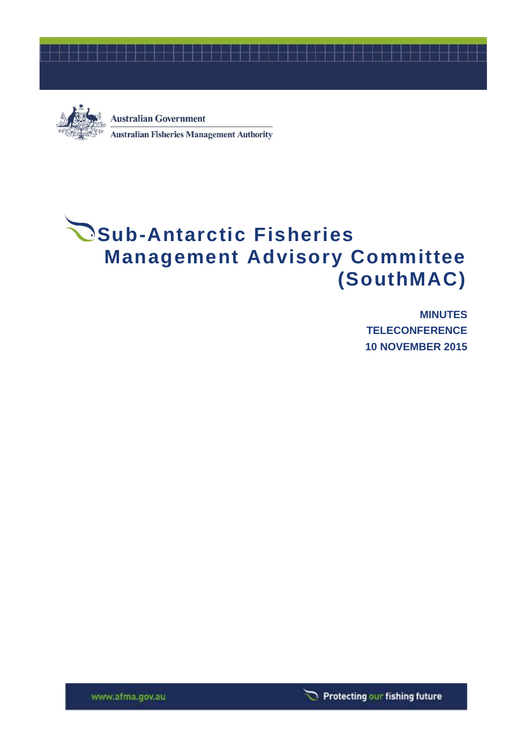Australian Government

Australian Fisheries Management Authority

# Sub-Antarctic Fisheries Management Advisory Committee (SouthMAC)

**MINUTES**

**TELECONFERENCE**

**10 NOVEMBER 2015**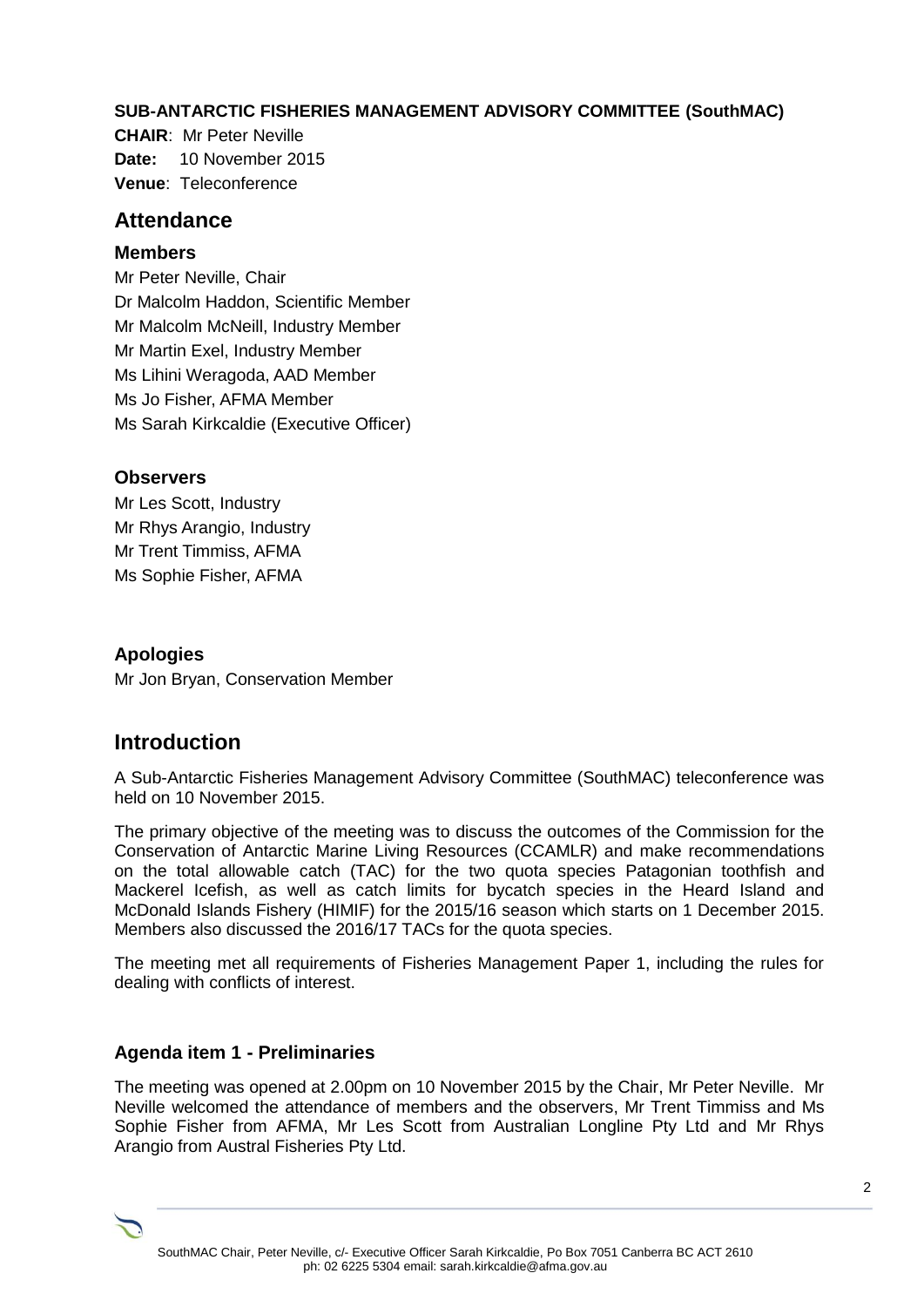**SUB-ANTARCTIC FISHERIES MANAGEMENT ADVISORY COMMITTEE (SouthMAC)**

**CHAIR**: Mr Peter Neville
**Date:** 10 November 2015
**Venue**: Teleconference

## Attendance

### Members

Mr Peter Neville, Chair
Dr Malcolm Haddon, Scientific Member
Mr Malcolm McNeill, Industry Member
Mr Martin Exel, Industry Member
Ms Lihini Weragoda, AAD Member
Ms Jo Fisher, AFMA Member
Ms Sarah Kirkcaldie (Executive Officer)

### Observers

Mr Les Scott, Industry
Mr Rhys Arangio, Industry
Mr Trent Timmiss, AFMA
Ms Sophie Fisher, AFMA

### Apologies

Mr Jon Bryan, Conservation Member

## Introduction

A Sub-Antarctic Fisheries Management Advisory Committee (SouthMAC) teleconference was held on 10 November 2015.

The primary objective of the meeting was to discuss the outcomes of the Commission for the Conservation of Antarctic Marine Living Resources (CCAMLR) and make recommendations on the total allowable catch (TAC) for the two quota species Patagonian toothfish and Mackerel Icefish, as well as catch limits for bycatch species in the Heard Island and McDonald Islands Fishery (HIMIF) for the 2015/16 season which starts on 1 December 2015. Members also discussed the 2016/17 TACs for the quota species.

The meeting met all requirements of Fisheries Management Paper 1, including the rules for dealing with conflicts of interest.

### Agenda item 1 - Preliminaries

The meeting was opened at 2.00pm on 10 November 2015 by the Chair, Mr Peter Neville. Mr Neville welcomed the attendance of members and the observers, Mr Trent Timmiss and Ms Sophie Fisher from AFMA, Mr Les Scott from Australian Longline Pty Ltd and Mr Rhys Arangio from Austral Fisheries Pty Ltd.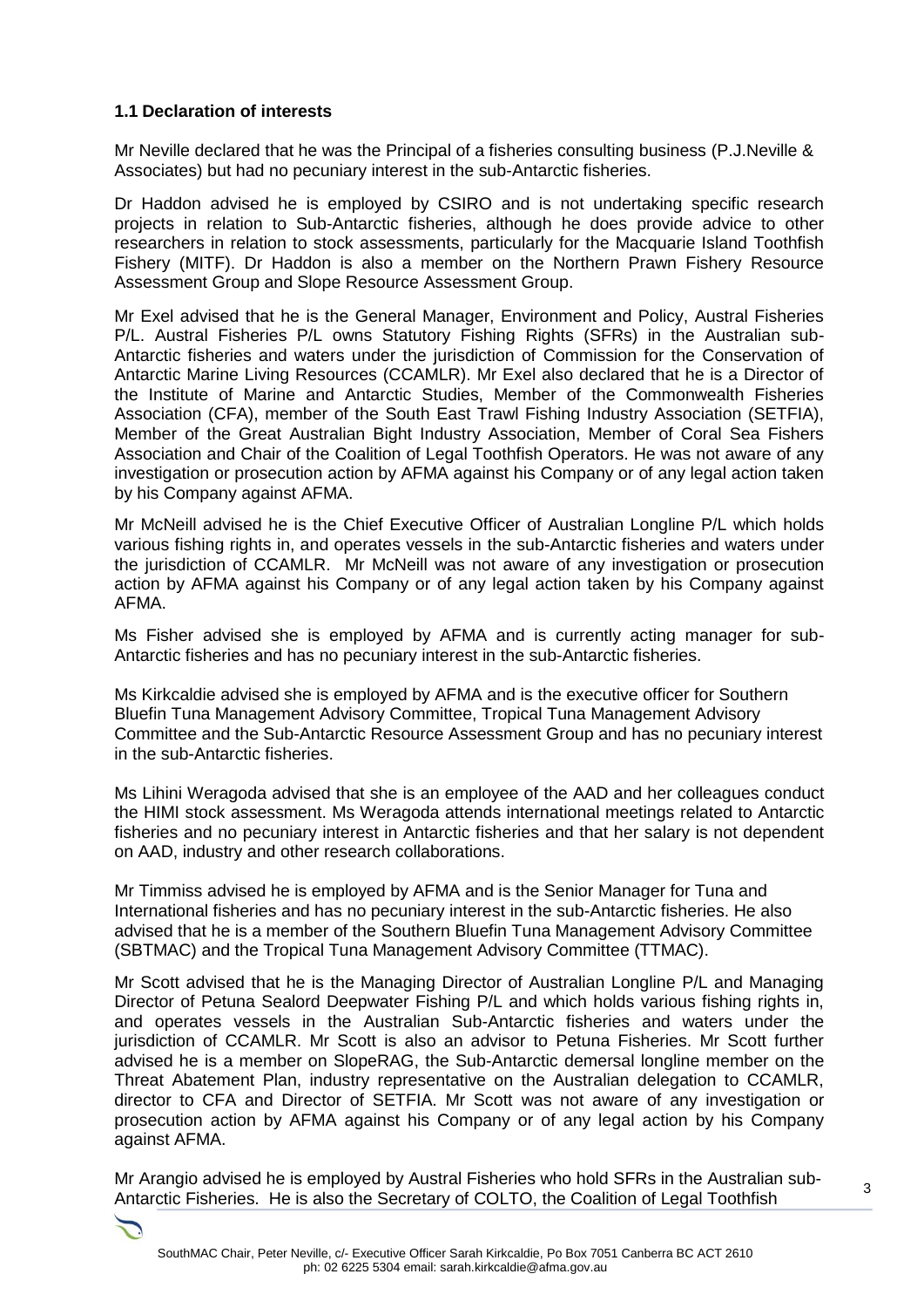### 1.1 Declaration of interests

Mr Neville declared that he was the Principal of a fisheries consulting business (P.J.Neville & Associates) but had no pecuniary interest in the sub-Antarctic fisheries.

Dr Haddon advised he is employed by CSIRO and is not undertaking specific research projects in relation to Sub-Antarctic fisheries, although he does provide advice to other researchers in relation to stock assessments, particularly for the Macquarie Island Toothfish Fishery (MITF). Dr Haddon is also a member on the Northern Prawn Fishery Resource Assessment Group and Slope Resource Assessment Group.

Mr Exel advised that he is the General Manager, Environment and Policy, Austral Fisheries P/L. Austral Fisheries P/L owns Statutory Fishing Rights (SFRs) in the Australian sub-Antarctic fisheries and waters under the jurisdiction of Commission for the Conservation of Antarctic Marine Living Resources (CCAMLR). Mr Exel also declared that he is a Director of the Institute of Marine and Antarctic Studies, Member of the Commonwealth Fisheries Association (CFA), member of the South East Trawl Fishing Industry Association (SETFIA), Member of the Great Australian Bight Industry Association, Member of Coral Sea Fishers Association and Chair of the Coalition of Legal Toothfish Operators. He was not aware of any investigation or prosecution action by AFMA against his Company or of any legal action taken by his Company against AFMA.

Mr McNeill advised he is the Chief Executive Officer of Australian Longline P/L which holds various fishing rights in, and operates vessels in the sub-Antarctic fisheries and waters under the jurisdiction of CCAMLR. Mr McNeill was not aware of any investigation or prosecution action by AFMA against his Company or of any legal action taken by his Company against AFMA.

Ms Fisher advised she is employed by AFMA and is currently acting manager for sub-Antarctic fisheries and has no pecuniary interest in the sub-Antarctic fisheries.

Ms Kirkcaldie advised she is employed by AFMA and is the executive officer for Southern Bluefin Tuna Management Advisory Committee, Tropical Tuna Management Advisory Committee and the Sub-Antarctic Resource Assessment Group and has no pecuniary interest in the sub-Antarctic fisheries.

Ms Lihini Weragoda advised that she is an employee of the AAD and her colleagues conduct the HIMI stock assessment. Ms Weragoda attends international meetings related to Antarctic fisheries and no pecuniary interest in Antarctic fisheries and that her salary is not dependent on AAD, industry and other research collaborations.

Mr Timmiss advised he is employed by AFMA and is the Senior Manager for Tuna and International fisheries and has no pecuniary interest in the sub-Antarctic fisheries. He also advised that he is a member of the Southern Bluefin Tuna Management Advisory Committee (SBTMAC) and the Tropical Tuna Management Advisory Committee (TTMAC).

Mr Scott advised that he is the Managing Director of Australian Longline P/L and Managing Director of Petuna Sealord Deepwater Fishing P/L and which holds various fishing rights in, and operates vessels in the Australian Sub-Antarctic fisheries and waters under the jurisdiction of CCAMLR. Mr Scott is also an advisor to Petuna Fisheries. Mr Scott further advised he is a member on SlopeRAG, the Sub-Antarctic demersal longline member on the Threat Abatement Plan, industry representative on the Australian delegation to CCAMLR, director to CFA and Director of SETFIA. Mr Scott was not aware of any investigation or prosecution action by AFMA against his Company or of any legal action by his Company against AFMA.

Mr Arangio advised he is employed by Austral Fisheries who hold SFRs in the Australian sub-Antarctic Fisheries. He is also the Secretary of COLTO, the Coalition of Legal Toothfish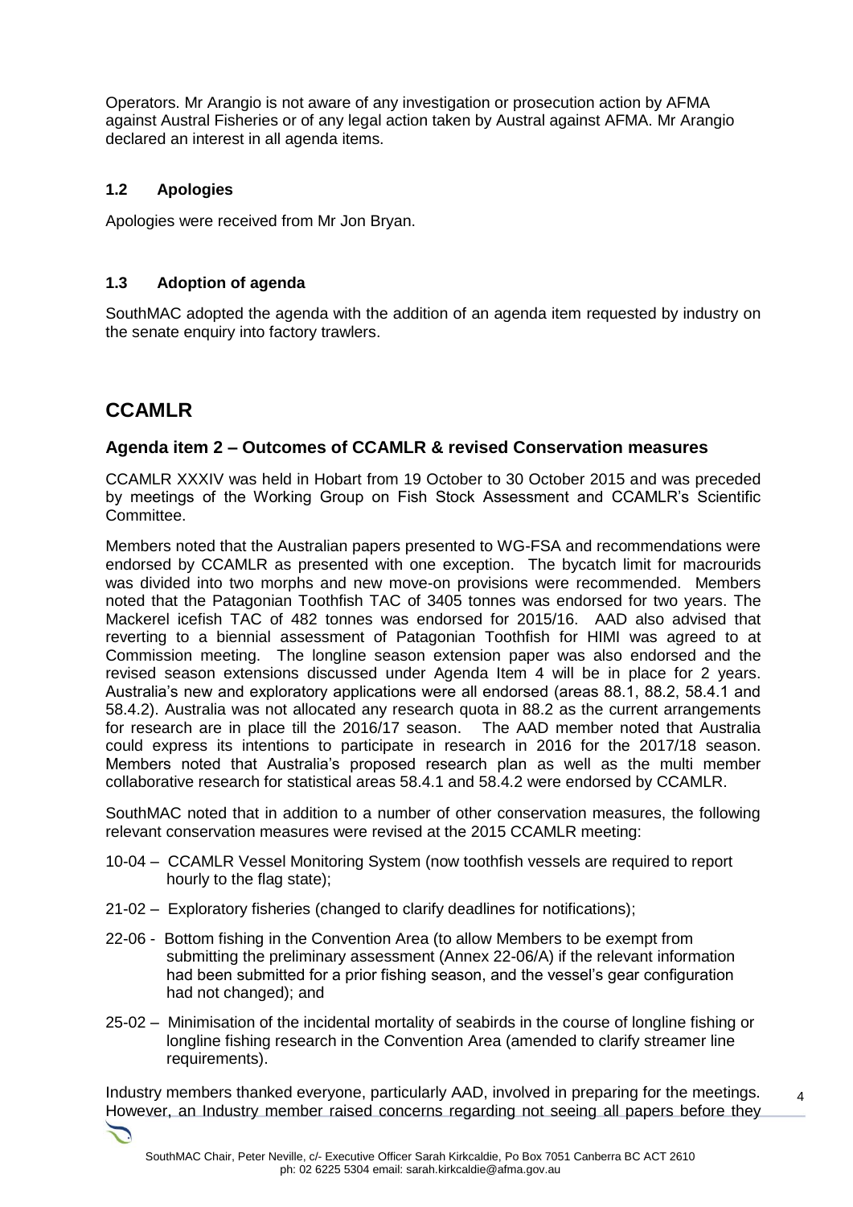Operators. Mr Arangio is not aware of any investigation or prosecution action by AFMA against Austral Fisheries or of any legal action taken by Austral against AFMA. Mr Arangio declared an interest in all agenda items.

### 1.2 Apologies

Apologies were received from Mr Jon Bryan.

### 1.3 Adoption of agenda

SouthMAC adopted the agenda with the addition of an agenda item requested by industry on the senate enquiry into factory trawlers.

## CCAMLR

### Agenda item 2 – Outcomes of CCAMLR & revised Conservation measures

CCAMLR XXXIV was held in Hobart from 19 October to 30 October 2015 and was preceded by meetings of the Working Group on Fish Stock Assessment and CCAMLR's Scientific Committee.

Members noted that the Australian papers presented to WG-FSA and recommendations were endorsed by CCAMLR as presented with one exception. The bycatch limit for macrourids was divided into two morphs and new move-on provisions were recommended. Members noted that the Patagonian Toothfish TAC of 3405 tonnes was endorsed for two years. The Mackerel icefish TAC of 482 tonnes was endorsed for 2015/16. AAD also advised that reverting to a biennial assessment of Patagonian Toothfish for HIMI was agreed to at Commission meeting. The longline season extension paper was also endorsed and the revised season extensions discussed under Agenda Item 4 will be in place for 2 years. Australia's new and exploratory applications were all endorsed (areas 88.1, 88.2, 58.4.1 and 58.4.2). Australia was not allocated any research quota in 88.2 as the current arrangements for research are in place till the 2016/17 season. The AAD member noted that Australia could express its intentions to participate in research in 2016 for the 2017/18 season. Members noted that Australia's proposed research plan as well as the multi member collaborative research for statistical areas 58.4.1 and 58.4.2 were endorsed by CCAMLR.

SouthMAC noted that in addition to a number of other conservation measures, the following relevant conservation measures were revised at the 2015 CCAMLR meeting:

- 10-04 – CCAMLR Vessel Monitoring System (now toothfish vessels are required to report hourly to the flag state);
- 21-02 – Exploratory fisheries (changed to clarify deadlines for notifications);
- 22-06 - Bottom fishing in the Convention Area (to allow Members to be exempt from submitting the preliminary assessment (Annex 22-06/A) if the relevant information had been submitted for a prior fishing season, and the vessel's gear configuration had not changed); and
- 25-02 – Minimisation of the incidental mortality of seabirds in the course of longline fishing or longline fishing research in the Convention Area (amended to clarify streamer line requirements).

Industry members thanked everyone, particularly AAD, involved in preparing for the meetings. However, an Industry member raised concerns regarding not seeing all papers before they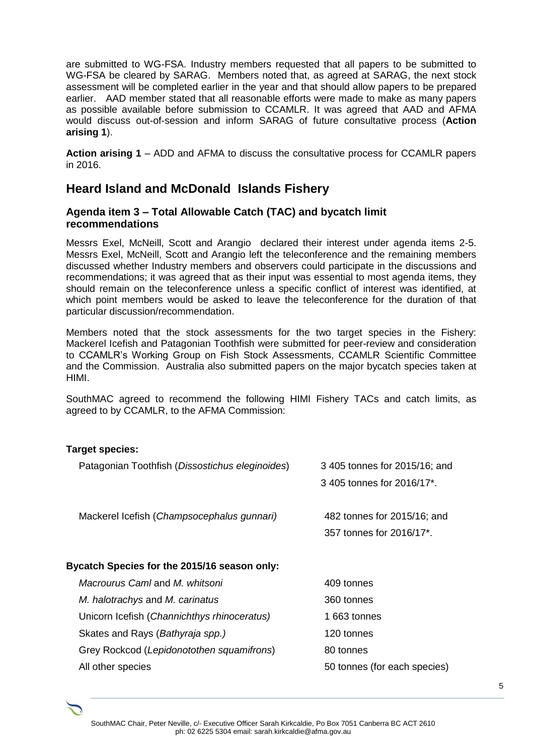are submitted to WG-FSA. Industry members requested that all papers to be submitted to WG-FSA be cleared by SARAG. Members noted that, as agreed at SARAG, the next stock assessment will be completed earlier in the year and that should allow papers to be prepared earlier. AAD member stated that all reasonable efforts were made to make as many papers as possible available before submission to CCAMLR. It was agreed that AAD and AFMA would discuss out-of-session and inform SARAG of future consultative process (**Action arising 1**).

**Action arising 1** – ADD and AFMA to discuss the consultative process for CCAMLR papers in 2016.

## Heard Island and McDonald Islands Fishery

### Agenda item 3 – Total Allowable Catch (TAC) and bycatch limit recommendations

Messrs Exel, McNeill, Scott and Arangio declared their interest under agenda items 2-5. Messrs Exel, McNeill, Scott and Arangio left the teleconference and the remaining members discussed whether Industry members and observers could participate in the discussions and recommendations; it was agreed that as their input was essential to most agenda items, they should remain on the teleconference unless a specific conflict of interest was identified, at which point members would be asked to leave the teleconference for the duration of that particular discussion/recommendation.

Members noted that the stock assessments for the two target species in the Fishery: Mackerel Icefish and Patagonian Toothfish were submitted for peer-review and consideration to CCAMLR's Working Group on Fish Stock Assessments, CCAMLR Scientific Committee and the Commission. Australia also submitted papers on the major bycatch species taken at HIMI.

SouthMAC agreed to recommend the following HIMI Fishery TACs and catch limits, as agreed to by CCAMLR, to the AFMA Commission:

**Target species:**

| | |
|---|---|
| Patagonian Toothfish (*Dissostichus eleginoides*) | 3 405 tonnes for 2015/16; and<br>3 405 tonnes for 2016/17*. |
| Mackerel Icefish (*Champsocephalus gunnari)* | 482 tonnes for 2015/16; and<br>357 tonnes for 2016/17*. |

**Bycatch Species for the 2015/16 season only:**

| | |
|---|---|
| *Macrourus Caml* and *M. whitsoni* | 409 tonnes |
| *M. halotrachys* and *M. carinatus* | 360 tonnes |
| Unicorn Icefish (*Channichthys rhinoceratus)* | 1 663 tonnes |
| Skates and Rays (*Bathyraja spp.)* | 120 tonnes |
| Grey Rockcod (*Lepidonotothen squamifrons*) | 80 tonnes |
| All other species | 50 tonnes (for each species) |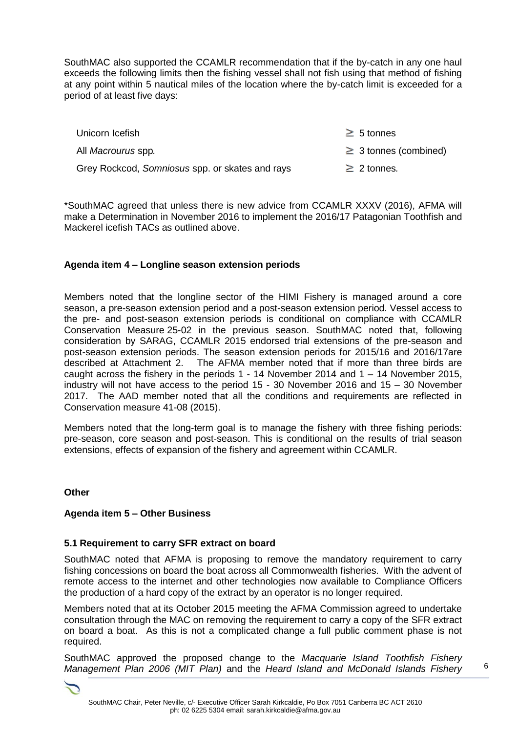SouthMAC also supported the CCAMLR recommendation that if the by-catch in any one haul exceeds the following limits then the fishing vessel shall not fish using that method of fishing at any point within 5 nautical miles of the location where the by-catch limit is exceeded for a period of at least five days:

| | |
|---|---|
| Unicorn Icefish | ≥ 5 tonnes |
| All *Macrourus* spp*.* | ≥ 3 tonnes (combined) |
| Grey Rockcod, *Somniosus* spp. or skates and rays | ≥ 2 tonnes*.* |

\*SouthMAC agreed that unless there is new advice from CCAMLR XXXV (2016), AFMA will make a Determination in November 2016 to implement the 2016/17 Patagonian Toothfish and Mackerel icefish TACs as outlined above.

**Agenda item 4 – Longline season extension periods**

Members noted that the longline sector of the HIMI Fishery is managed around a core season, a pre-season extension period and a post-season extension period. Vessel access to the pre- and post-season extension periods is conditional on compliance with CCAMLR Conservation Measure 25-02 in the previous season. SouthMAC noted that, following consideration by SARAG, CCAMLR 2015 endorsed trial extensions of the pre-season and post-season extension periods. The season extension periods for 2015/16 and 2016/17are described at Attachment 2. The AFMA member noted that if more than three birds are caught across the fishery in the periods 1 - 14 November 2014 and 1 – 14 November 2015, industry will not have access to the period 15 - 30 November 2016 and 15 – 30 November 2017. The AAD member noted that all the conditions and requirements are reflected in Conservation measure 41-08 (2015).

Members noted that the long-term goal is to manage the fishery with three fishing periods: pre-season, core season and post-season. This is conditional on the results of trial season extensions, effects of expansion of the fishery and agreement within CCAMLR.

**Other**

**Agenda item 5 – Other Business**

**5.1 Requirement to carry SFR extract on board**

SouthMAC noted that AFMA is proposing to remove the mandatory requirement to carry fishing concessions on board the boat across all Commonwealth fisheries. With the advent of remote access to the internet and other technologies now available to Compliance Officers the production of a hard copy of the extract by an operator is no longer required.

Members noted that at its October 2015 meeting the AFMA Commission agreed to undertake consultation through the MAC on removing the requirement to carry a copy of the SFR extract on board a boat. As this is not a complicated change a full public comment phase is not required.

SouthMAC approved the proposed change to the *Macquarie Island Toothfish Fishery Management Plan 2006 (MIT Plan)* and the *Heard Island and McDonald Islands Fishery*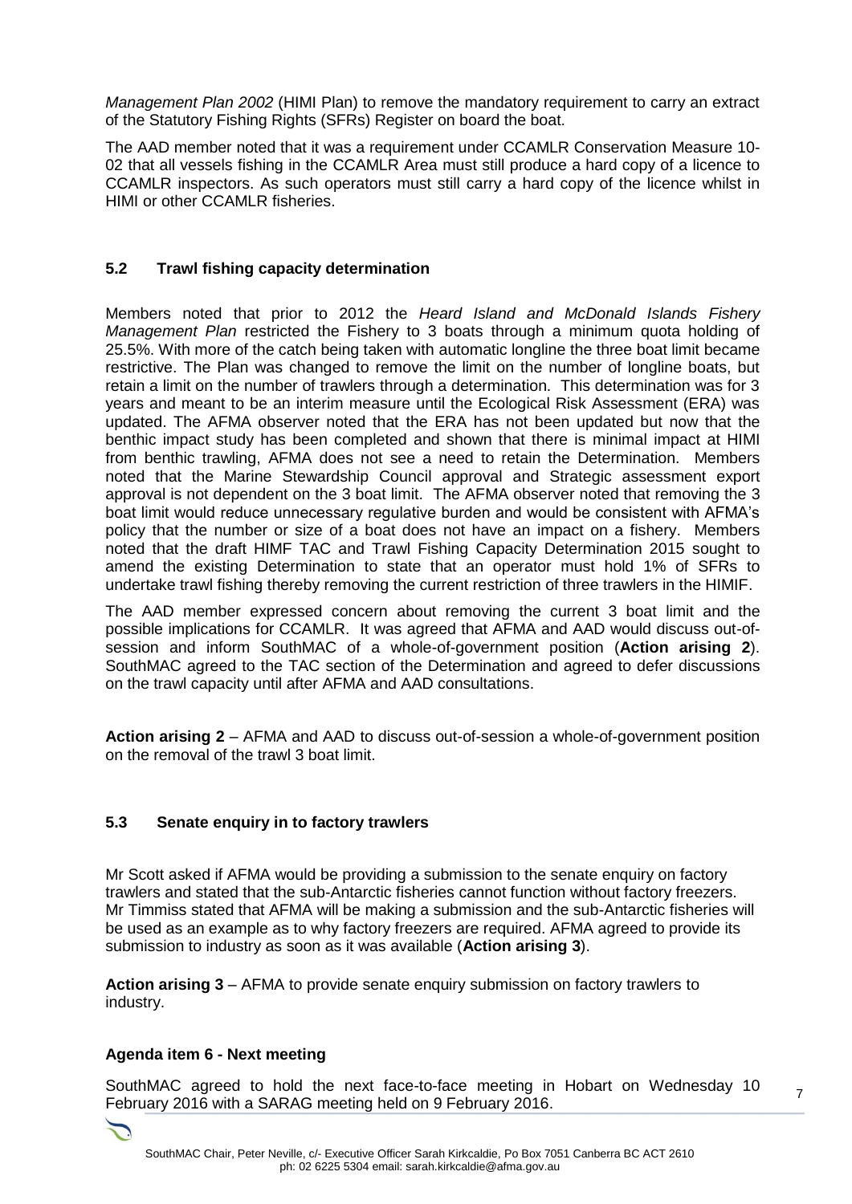*Management Plan 2002* (HIMI Plan) to remove the mandatory requirement to carry an extract of the Statutory Fishing Rights (SFRs) Register on board the boat.

The AAD member noted that it was a requirement under CCAMLR Conservation Measure 10-02 that all vessels fishing in the CCAMLR Area must still produce a hard copy of a licence to CCAMLR inspectors. As such operators must still carry a hard copy of the licence whilst in HIMI or other CCAMLR fisheries.

### 5.2 Trawl fishing capacity determination

Members noted that prior to 2012 the *Heard Island and McDonald Islands Fishery Management Plan* restricted the Fishery to 3 boats through a minimum quota holding of 25.5%. With more of the catch being taken with automatic longline the three boat limit became restrictive. The Plan was changed to remove the limit on the number of longline boats, but retain a limit on the number of trawlers through a determination. This determination was for 3 years and meant to be an interim measure until the Ecological Risk Assessment (ERA) was updated. The AFMA observer noted that the ERA has not been updated but now that the benthic impact study has been completed and shown that there is minimal impact at HIMI from benthic trawling, AFMA does not see a need to retain the Determination. Members noted that the Marine Stewardship Council approval and Strategic assessment export approval is not dependent on the 3 boat limit. The AFMA observer noted that removing the 3 boat limit would reduce unnecessary regulative burden and would be consistent with AFMA's policy that the number or size of a boat does not have an impact on a fishery. Members noted that the draft HIMF TAC and Trawl Fishing Capacity Determination 2015 sought to amend the existing Determination to state that an operator must hold 1% of SFRs to undertake trawl fishing thereby removing the current restriction of three trawlers in the HIMIF.

The AAD member expressed concern about removing the current 3 boat limit and the possible implications for CCAMLR. It was agreed that AFMA and AAD would discuss out-of-session and inform SouthMAC of a whole-of-government position (**Action arising 2**). SouthMAC agreed to the TAC section of the Determination and agreed to defer discussions on the trawl capacity until after AFMA and AAD consultations.

**Action arising 2** – AFMA and AAD to discuss out-of-session a whole-of-government position on the removal of the trawl 3 boat limit.

### 5.3 Senate enquiry in to factory trawlers

Mr Scott asked if AFMA would be providing a submission to the senate enquiry on factory trawlers and stated that the sub-Antarctic fisheries cannot function without factory freezers. Mr Timmiss stated that AFMA will be making a submission and the sub-Antarctic fisheries will be used as an example as to why factory freezers are required. AFMA agreed to provide its submission to industry as soon as it was available (**Action arising 3**).

**Action arising 3** – AFMA to provide senate enquiry submission on factory trawlers to industry.

## Agenda item 6 - Next meeting

SouthMAC agreed to hold the next face-to-face meeting in Hobart on Wednesday 10 February 2016 with a SARAG meeting held on 9 February 2016.

SouthMAC Chair, Peter Neville, c/- Executive Officer Sarah Kirkcaldie, Po Box 7051 Canberra BC ACT 2610
ph: 02 6225 5304 email: sarah.kirkcaldie@afma.gov.au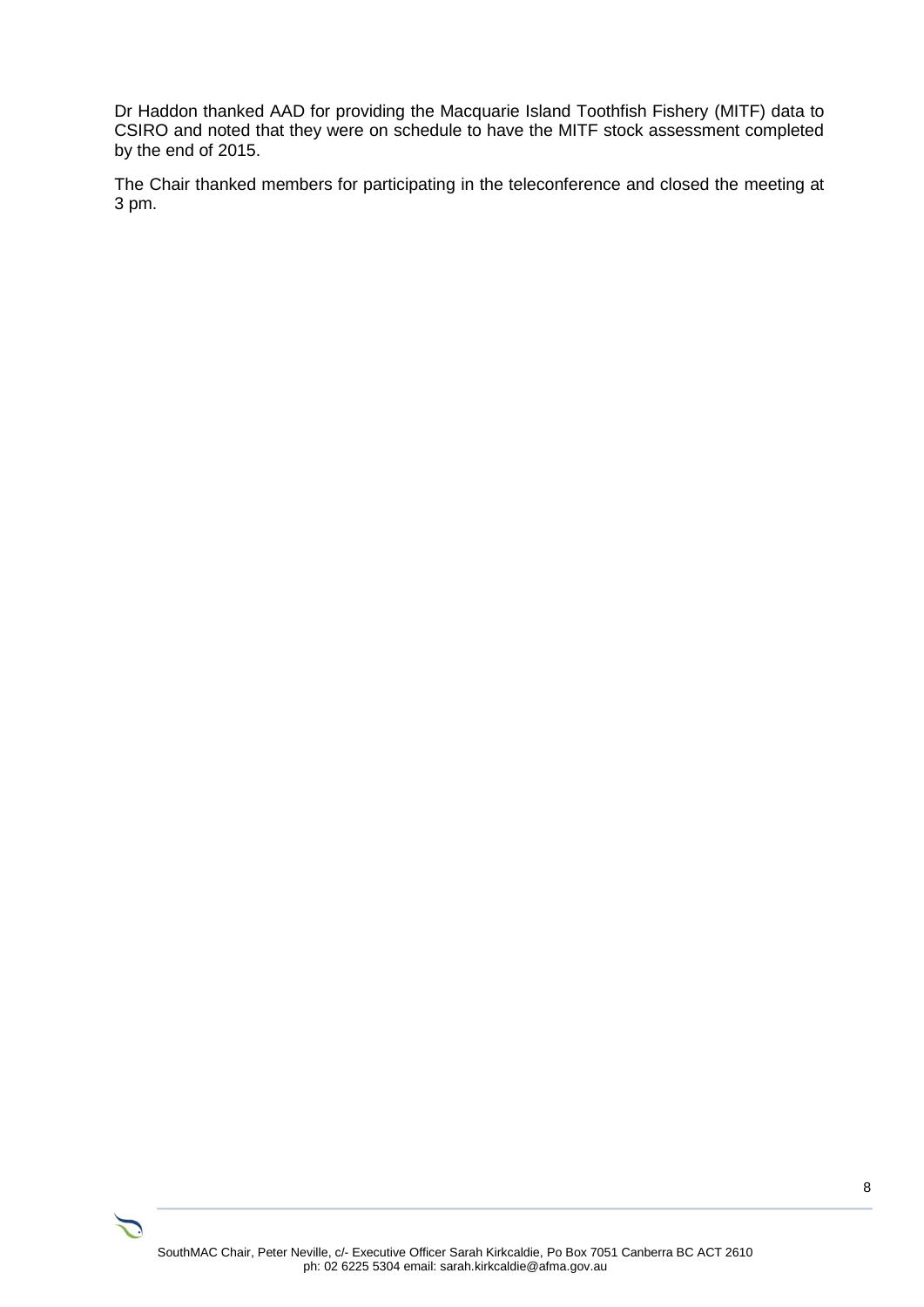Dr Haddon thanked AAD for providing the Macquarie Island Toothfish Fishery (MITF) data to CSIRO and noted that they were on schedule to have the MITF stock assessment completed by the end of 2015.

The Chair thanked members for participating in the teleconference and closed the meeting at 3 pm.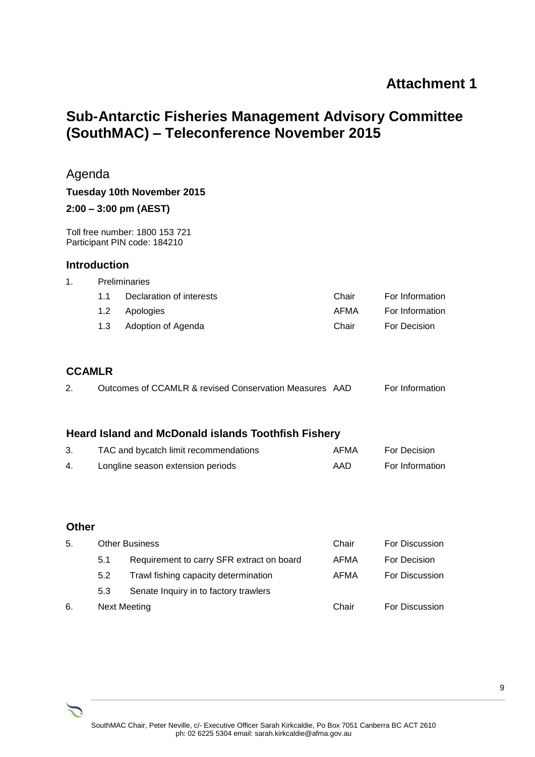**Attachment 1**

# Sub-Antarctic Fisheries Management Advisory Committee (SouthMAC) – Teleconference November 2015

## Agenda

**Tuesday 10th November 2015**

**2:00 – 3:00 pm (AEST)**

Toll free number: 1800 153 721
Participant PIN code: 184210

### Introduction

| | | | |
|---|---|---|---|
| 1. | Preliminaries | | |
| | 1.1 Declaration of interests | Chair | For Information |
| | 1.2 Apologies | AFMA | For Information |
| | 1.3 Adoption of Agenda | Chair | For Decision |

### CCAMLR

| | | | |
|---|---|---|---|
| 2. | Outcomes of CCAMLR & revised Conservation Measures | AAD | For Information |

### Heard Island and McDonald islands Toothfish Fishery

| | | | |
|---|---|---|---|
| 3. | TAC and bycatch limit recommendations | AFMA | For Decision |
| 4. | Longline season extension periods | AAD | For Information |

### Other

| | | | |
|---|---|---|---|
| 5. | Other Business | Chair | For Discussion |
| | 5.1 Requirement to carry SFR extract on board | AFMA | For Decision |
| | 5.2 Trawl fishing capacity determination | AFMA | For Discussion |
| | 5.3 Senate Inquiry in to factory trawlers | | |
| 6. | Next Meeting | Chair | For Discussion |

SouthMAC Chair, Peter Neville, c/- Executive Officer Sarah Kirkcaldie, Po Box 7051 Canberra BC ACT 2610
ph: 02 6225 5304 email: sarah.kirkcaldie@afma.gov.au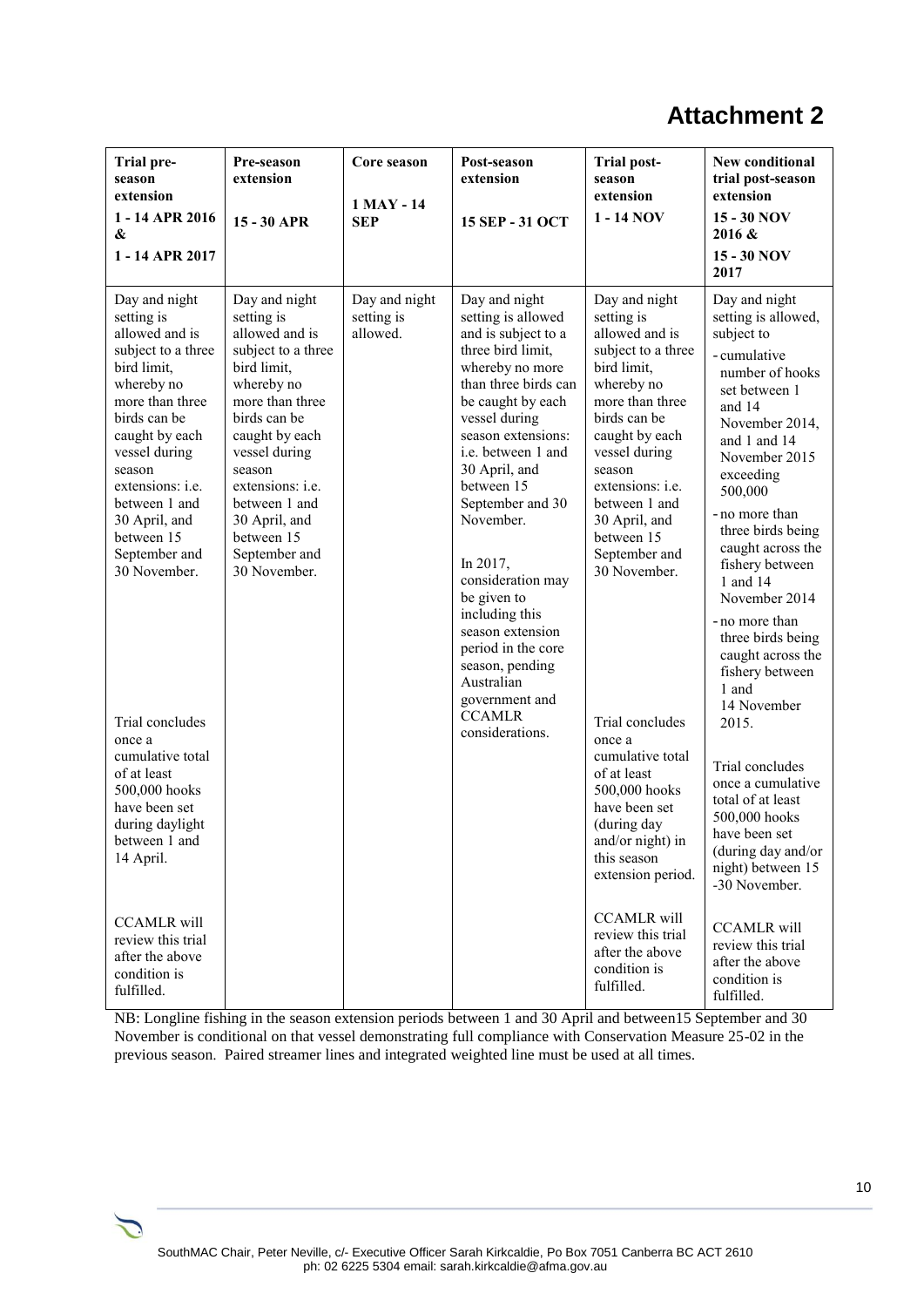# Attachment 2

| Trial pre-season extension<br>1 - 14 APR 2016 &<br>1 - 14 APR 2017 | Pre-season extension<br>15 - 30 APR | Core season<br>1 MAY - 14 SEP | Post-season extension<br>15 SEP - 31 OCT | Trial post-season extension<br>1 - 14 NOV | New conditional trial post-season extension<br>15 - 30 NOV 2016 &<br>15 - 30 NOV 2017 |
|---|---|---|---|---|---|
| Day and night setting is allowed and is subject to a three bird limit, whereby no more than three birds can be caught by each vessel during season extensions: i.e. between 1 and 30 April, and between 15 September and 30 November.<br><br>Trial concludes once a cumulative total of at least 500,000 hooks have been set during daylight between 1 and 14 April.<br><br>CCAMLR will review this trial after the above condition is fulfilled. | Day and night setting is allowed and is subject to a three bird limit, whereby no more than three birds can be caught by each vessel during season extensions: i.e. between 1 and 30 April, and between 15 September and 30 November. | Day and night setting is allowed. | Day and night setting is allowed and is subject to a three bird limit, whereby no more than three birds can be caught by each vessel during season extensions: i.e. between 1 and 30 April, and between 15 September and 30 November.<br><br>In 2017, consideration may be given to including this season extension period in the core season, pending Australian government and CCAMLR considerations. | Day and night setting is allowed and is subject to a three bird limit, whereby no more than three birds can be caught by each vessel during season extensions: i.e. between 1 and 30 April, and between 15 September and 30 November.<br><br>Trial concludes once a cumulative total of at least 500,000 hooks have been set (during day and/or night) in this season extension period.<br><br>CCAMLR will review this trial after the above condition is fulfilled. | Day and night setting is allowed, subject to<br>- cumulative number of hooks set between 1 and 14 November 2014, and 1 and 14 November 2015 exceeding 500,000<br>- no more than three birds being caught across the fishery between 1 and 14 November 2014<br>- no more than three birds being caught across the fishery between 1 and 14 November 2015.<br><br>Trial concludes once a cumulative total of at least 500,000 hooks have been set (during day and/or night) between 15 -30 November.<br><br>CCAMLR will review this trial after the above condition is fulfilled. |

NB: Longline fishing in the season extension periods between 1 and 30 April and between15 September and 30 November is conditional on that vessel demonstrating full compliance with Conservation Measure 25-02 in the previous season. Paired streamer lines and integrated weighted line must be used at all times.

SouthMAC Chair, Peter Neville, c/- Executive Officer Sarah Kirkcaldie, Po Box 7051 Canberra BC ACT 2610
ph: 02 6225 5304 email: sarah.kirkcaldie@afma.gov.au